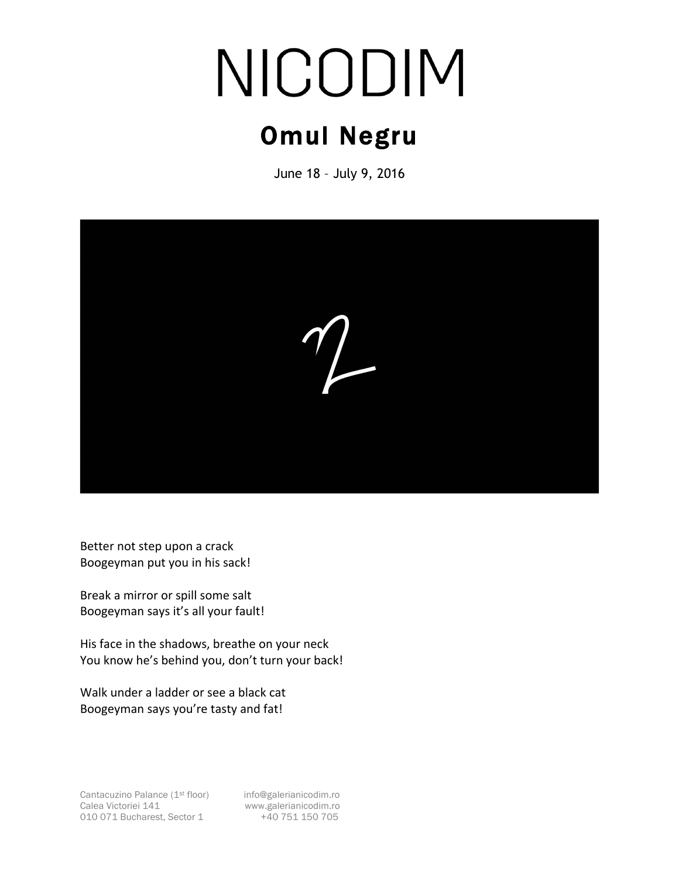# NICODIM

## Omul Negru

June 18 – July 9, 2016

Better not step upon a crack
Boogeyman put you in his sack!

Break a mirror or spill some salt
Boogeyman says it's all your fault!

His face in the shadows, breathe on your neck
You know he's behind you, don't turn your back!

Walk under a ladder or see a black cat
Boogeyman says you're tasty and fat!

Cantacuzino Palance (1st floor)
Calea Victoriei 141
010 071 Bucharest, Sector 1

info@galerianicodim.ro
www.galerianicodim.ro
+40 751 150 705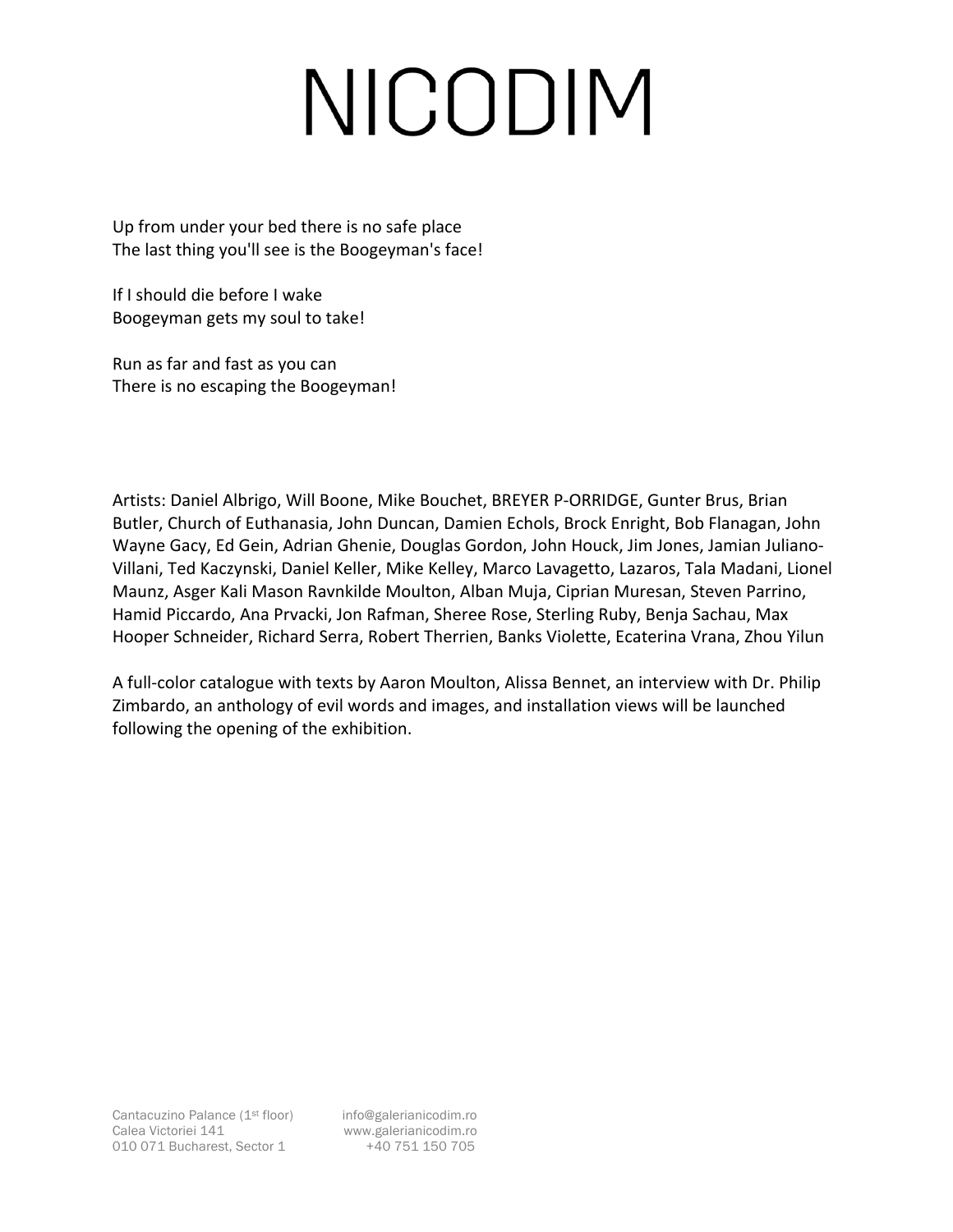Up from under your bed there is no safe place
The last thing you'll see is the Boogeyman's face!

If I should die before I wake
Boogeyman gets my soul to take!

Run as far and fast as you can
There is no escaping the Boogeyman!

Artists: Daniel Albrigo, Will Boone, Mike Bouchet, BREYER P-ORRIDGE, Gunter Brus, Brian Butler, Church of Euthanasia, John Duncan, Damien Echols, Brock Enright, Bob Flanagan, John Wayne Gacy, Ed Gein, Adrian Ghenie, Douglas Gordon, John Houck, Jim Jones, Jamian Juliano-Villani, Ted Kaczynski, Daniel Keller, Mike Kelley, Marco Lavagetto, Lazaros, Tala Madani, Lionel Maunz, Asger Kali Mason Ravnkilde Moulton, Alban Muja, Ciprian Muresan, Steven Parrino, Hamid Piccardo, Ana Prvacki, Jon Rafman, Sheree Rose, Sterling Ruby, Benja Sachau, Max Hooper Schneider, Richard Serra, Robert Therrien, Banks Violette, Ecaterina Vrana, Zhou Yilun

A full-color catalogue with texts by Aaron Moulton, Alissa Bennet, an interview with Dr. Philip Zimbardo, an anthology of evil words and images, and installation views will be launched following the opening of the exhibition.